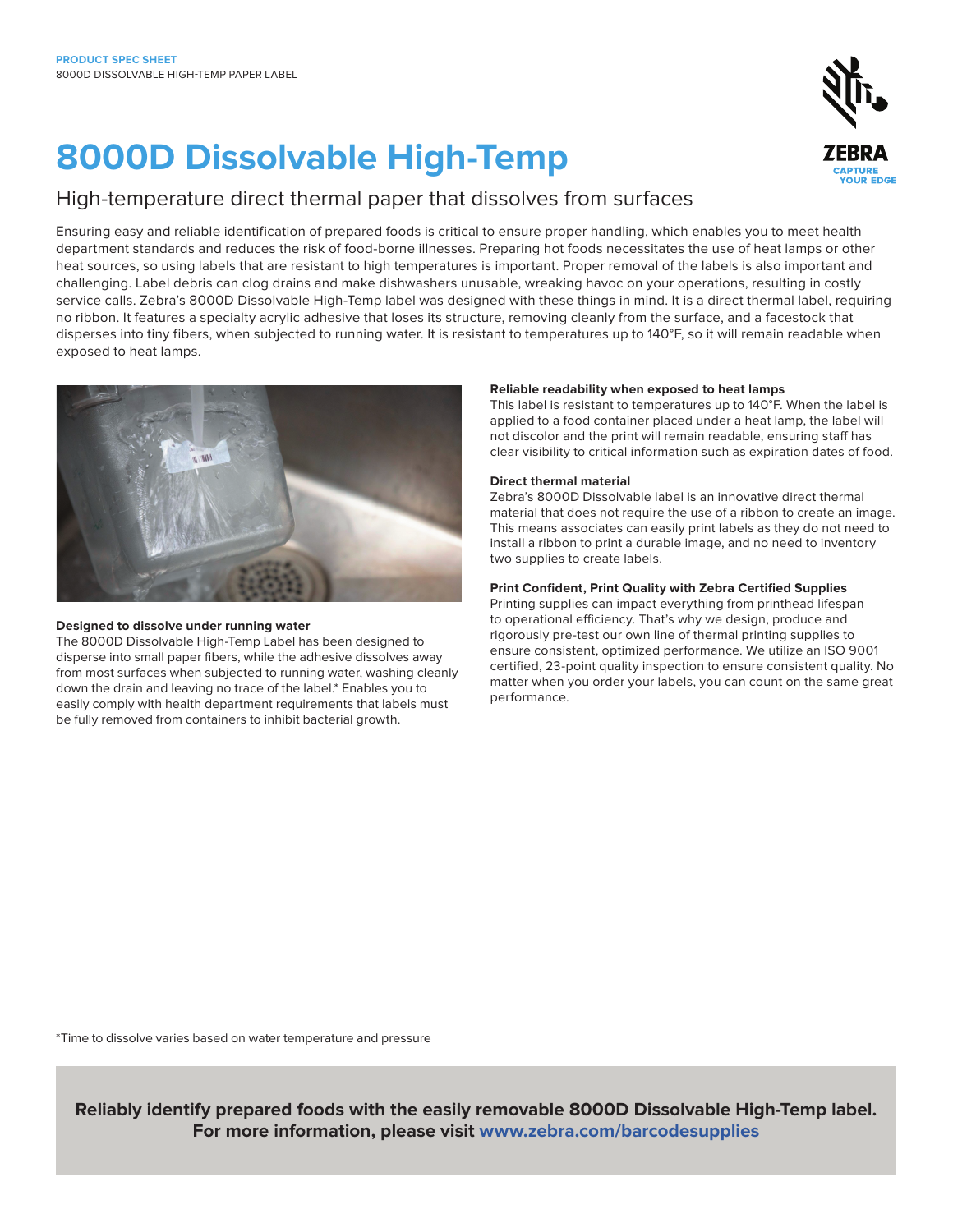**PRODUCT SPEC SHEET**
8000D DISSOLVABLE HIGH-TEMP PAPER LABEL

# 8000D Dissolvable High-Temp

## High-temperature direct thermal paper that dissolves from surfaces

Ensuring easy and reliable identification of prepared foods is critical to ensure proper handling, which enables you to meet health department standards and reduces the risk of food-borne illnesses. Preparing hot foods necessitates the use of heat lamps or other heat sources, so using labels that are resistant to high temperatures is important. Proper removal of the labels is also important and challenging. Label debris can clog drains and make dishwashers unusable, wreaking havoc on your operations, resulting in costly service calls. Zebra's 8000D Dissolvable High-Temp label was designed with these things in mind. It is a direct thermal label, requiring no ribbon. It features a specialty acrylic adhesive that loses its structure, removing cleanly from the surface, and a facestock that disperses into tiny fibers, when subjected to running water. It is resistant to temperatures up to 140°F, so it will remain readable when exposed to heat lamps.

### Designed to dissolve under running water

The 8000D Dissolvable High-Temp Label has been designed to disperse into small paper fibers, while the adhesive dissolves away from most surfaces when subjected to running water, washing cleanly down the drain and leaving no trace of the label.* Enables you to easily comply with health department requirements that labels must be fully removed from containers to inhibit bacterial growth.

### Reliable readability when exposed to heat lamps

This label is resistant to temperatures up to 140°F. When the label is applied to a food container placed under a heat lamp, the label will not discolor and the print will remain readable, ensuring staff has clear visibility to critical information such as expiration dates of food.

### Direct thermal material

Zebra's 8000D Dissolvable label is an innovative direct thermal material that does not require the use of a ribbon to create an image. This means associates can easily print labels as they do not need to install a ribbon to print a durable image, and no need to inventory two supplies to create labels.

### Print Confident, Print Quality with Zebra Certified Supplies

Printing supplies can impact everything from printhead lifespan to operational efficiency. That's why we design, produce and rigorously pre-test our own line of thermal printing supplies to ensure consistent, optimized performance. We utilize an ISO 9001 certified, 23-point quality inspection to ensure consistent quality. No matter when you order your labels, you can count on the same great performance.

*Time to dissolve varies based on water temperature and pressure

**Reliably identify prepared foods with the easily removable 8000D Dissolvable High-Temp label. For more information, please visit www.zebra.com/barcodesupplies**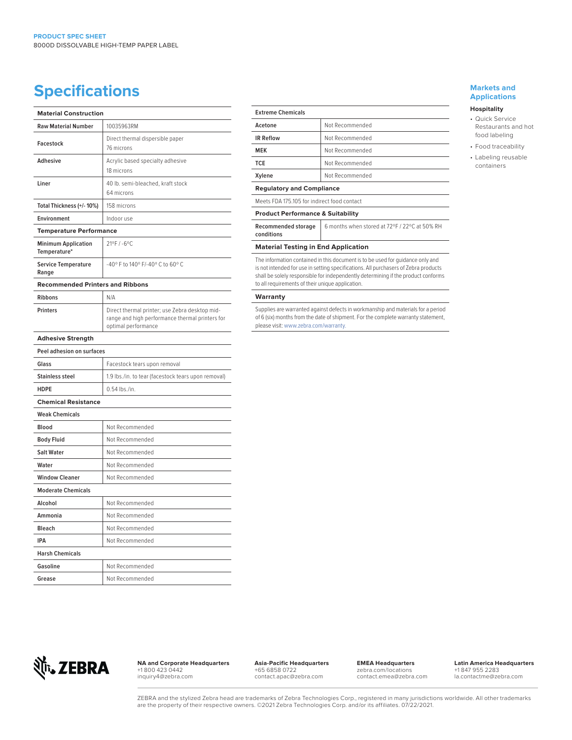# Specifications

| | |
|---|---|
| **Material Construction** | |
| Raw Material Number | 10035963RM |
| Facestock | Direct thermal dispersible paper 76 microns |
| Adhesive | Acrylic based specialty adhesive 18 microns |
| Liner | 40 lb. semi-bleached, kraft stock 64 microns |
| Total Thickness (+/- 10%) | 158 microns |
| Environment | Indoor use |
| **Temperature Performance** | |
| Minimum Application Temperature* | 21°F / -6°C |
| Service Temperature Range | -40° F to 140° F/-40° C to 60° C |
| **Recommended Printers and Ribbons** | |
| Ribbons | N/A |
| Printers | Direct thermal printer; use Zebra desktop mid-range and high performance thermal printers for optimal performance |
| **Adhesive Strength** | |
| Peel adhesion on surfaces | |
| Glass | Facestock tears upon removal |
| Stainless steel | 1.9 lbs./in. to tear (facestock tears upon removal) |
| HDPE | 0.54 lbs./in. |
| **Chemical Resistance** | |
| Weak Chemicals | |
| Blood | Not Recommended |
| Body Fluid | Not Recommended |
| Salt Water | Not Recommended |
| Water | Not Recommended |
| Window Cleaner | Not Recommended |
| Moderate Chemicals | |
| Alcohol | Not Recommended |
| Ammonia | Not Recommended |
| Bleach | Not Recommended |
| IPA | Not Recommended |
| Harsh Chemicals | |
| Gasoline | Not Recommended |
| Grease | Not Recommended |
| Extreme Chemicals | |
| Acetone | Not Recommended |
| IR Reflow | Not Recommended |
| MEK | Not Recommended |
| TCE | Not Recommended |
| Xylene | Not Recommended |
| **Regulatory and Compliance** | |
| Meets FDA 175.105 for indirect food contact | |
| **Product Performance & Suitability** | |
| Recommended storage conditions | 6 months when stored at 72°F / 22°C at 50% RH |

### Material Testing in End Application

The information contained in this document is to be used for guidance only and is not intended for use in setting specifications. All purchasers of Zebra products shall be solely responsible for independently determining if the product conforms to all requirements of their unique application.

### Warranty

Supplies are warranted against defects in workmanship and materials for a period of 6 (six) months from the date of shipment. For the complete warranty statement, please visit: www.zebra.com/warranty.

## Markets and Applications

**Hospitality**

- Quick Service Restaurants and hot food labeling
- Food traceability
- Labeling reusable containers

**NA and Corporate Headquarters**
+1 800 423 0442
inquiry4@zebra.com

**Asia-Pacific Headquarters**
+65 6858 0722
contact.apac@zebra.com

**EMEA Headquarters**
zebra.com/locations
contact.emea@zebra.com

**Latin America Headquarters**
+1 847 955 2283
la.contactme@zebra.com

ZEBRA and the stylized Zebra head are trademarks of Zebra Technologies Corp., registered in many jurisdictions worldwide. All other trademarks are the property of their respective owners. ©2021 Zebra Technologies Corp. and/or its affiliates. 07/22/2021.